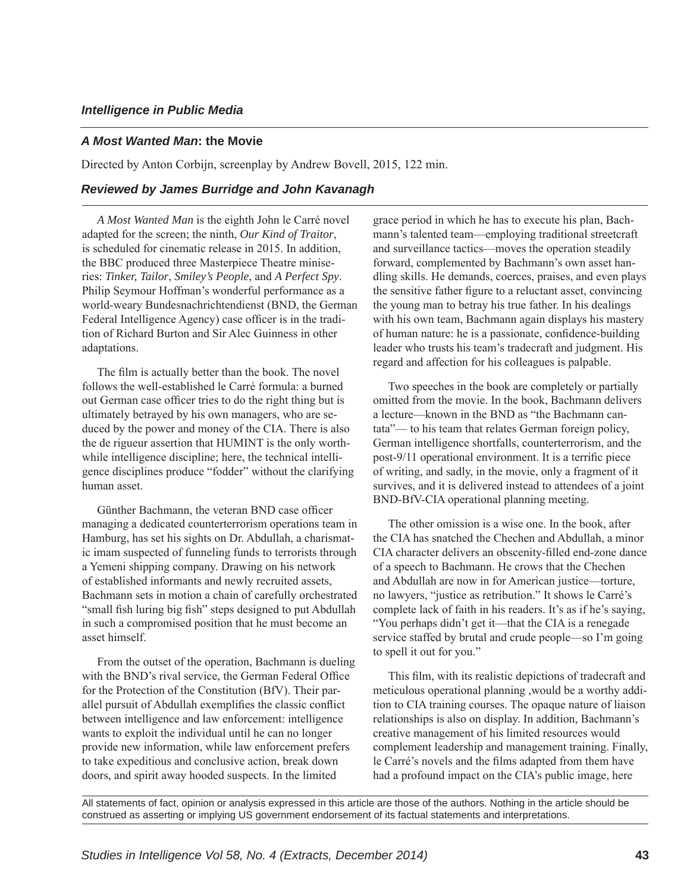*Intelligence in Public Media*

## *A Most Wanted Man*: the Movie

Directed by Anton Corbijn, screenplay by Andrew Bovell, 2015, 122 min.

### *Reviewed by James Burridge and John Kavanagh*

*A Most Wanted Man* is the eighth John le Carré novel adapted for the screen; the ninth, *Our Kind of Traitor*, is scheduled for cinematic release in 2015. In addition, the BBC produced three Masterpiece Theatre miniseries: *Tinker, Tailor*, *Smiley's People*, and *A Perfect Spy*. Philip Seymour Hoffman's wonderful performance as a world-weary Bundesnachrichtendienst (BND, the German Federal Intelligence Agency) case officer is in the tradition of Richard Burton and Sir Alec Guinness in other adaptations.

The film is actually better than the book. The novel follows the well-established le Carré formula: a burned out German case officer tries to do the right thing but is ultimately betrayed by his own managers, who are seduced by the power and money of the CIA. There is also the de rigueur assertion that HUMINT is the only worthwhile intelligence discipline; here, the technical intelligence disciplines produce "fodder" without the clarifying human asset.

Günther Bachmann, the veteran BND case officer managing a dedicated counterterrorism operations team in Hamburg, has set his sights on Dr. Abdullah, a charismatic imam suspected of funneling funds to terrorists through a Yemeni shipping company. Drawing on his network of established informants and newly recruited assets, Bachmann sets in motion a chain of carefully orchestrated "small fish luring big fish" steps designed to put Abdullah in such a compromised position that he must become an asset himself.

From the outset of the operation, Bachmann is dueling with the BND's rival service, the German Federal Office for the Protection of the Constitution (BfV). Their parallel pursuit of Abdullah exemplifies the classic conflict between intelligence and law enforcement: intelligence wants to exploit the individual until he can no longer provide new information, while law enforcement prefers to take expeditious and conclusive action, break down doors, and spirit away hooded suspects. In the limited grace period in which he has to execute his plan, Bachmann's talented team—employing traditional streetcraft and surveillance tactics—moves the operation steadily forward, complemented by Bachmann's own asset handling skills. He demands, coerces, praises, and even plays the sensitive father figure to a reluctant asset, convincing the young man to betray his true father. In his dealings with his own team, Bachmann again displays his mastery of human nature: he is a passionate, confidence-building leader who trusts his team's tradecraft and judgment. His regard and affection for his colleagues is palpable.

Two speeches in the book are completely or partially omitted from the movie. In the book, Bachmann delivers a lecture—known in the BND as "the Bachmann cantata"— to his team that relates German foreign policy, German intelligence shortfalls, counterterrorism, and the post-9/11 operational environment. It is a terrific piece of writing, and sadly, in the movie, only a fragment of it survives, and it is delivered instead to attendees of a joint BND-BfV-CIA operational planning meeting.

The other omission is a wise one. In the book, after the CIA has snatched the Chechen and Abdullah, a minor CIA character delivers an obscenity-filled end-zone dance of a speech to Bachmann. He crows that the Chechen and Abdullah are now in for American justice—torture, no lawyers, "justice as retribution." It shows le Carré's complete lack of faith in his readers. It's as if he's saying, "You perhaps didn't get it—that the CIA is a renegade service staffed by brutal and crude people—so I'm going to spell it out for you."

This film, with its realistic depictions of tradecraft and meticulous operational planning ,would be a worthy addition to CIA training courses. The opaque nature of liaison relationships is also on display. In addition, Bachmann's creative management of his limited resources would complement leadership and management training. Finally, le Carré's novels and the films adapted from them have had a profound impact on the CIA's public image, here

All statements of fact, opinion or analysis expressed in this article are those of the authors. Nothing in the article should be construed as asserting or implying US government endorsement of its factual statements and interpretations.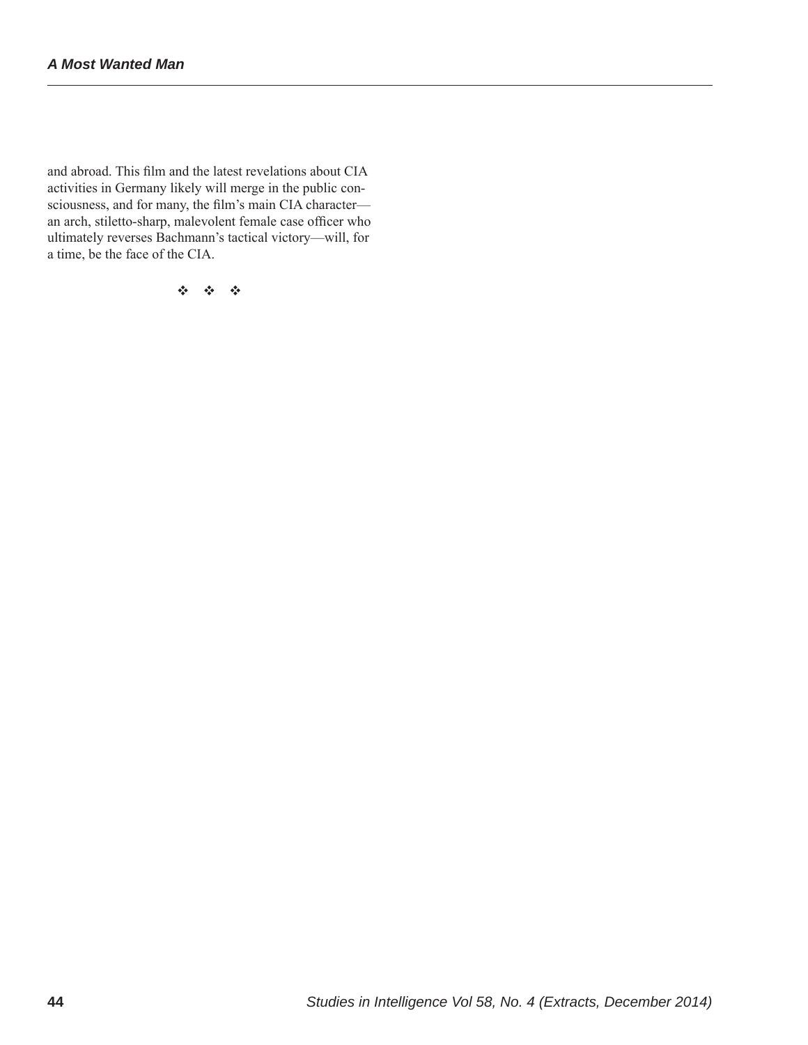and abroad. This film and the latest revelations about CIA activities in Germany likely will merge in the public consciousness, and for many, the film's main CIA character—an arch, stiletto-sharp, malevolent female case officer who ultimately reverses Bachmann's tactical victory—will, for a time, be the face of the CIA.

❖ ❖ ❖